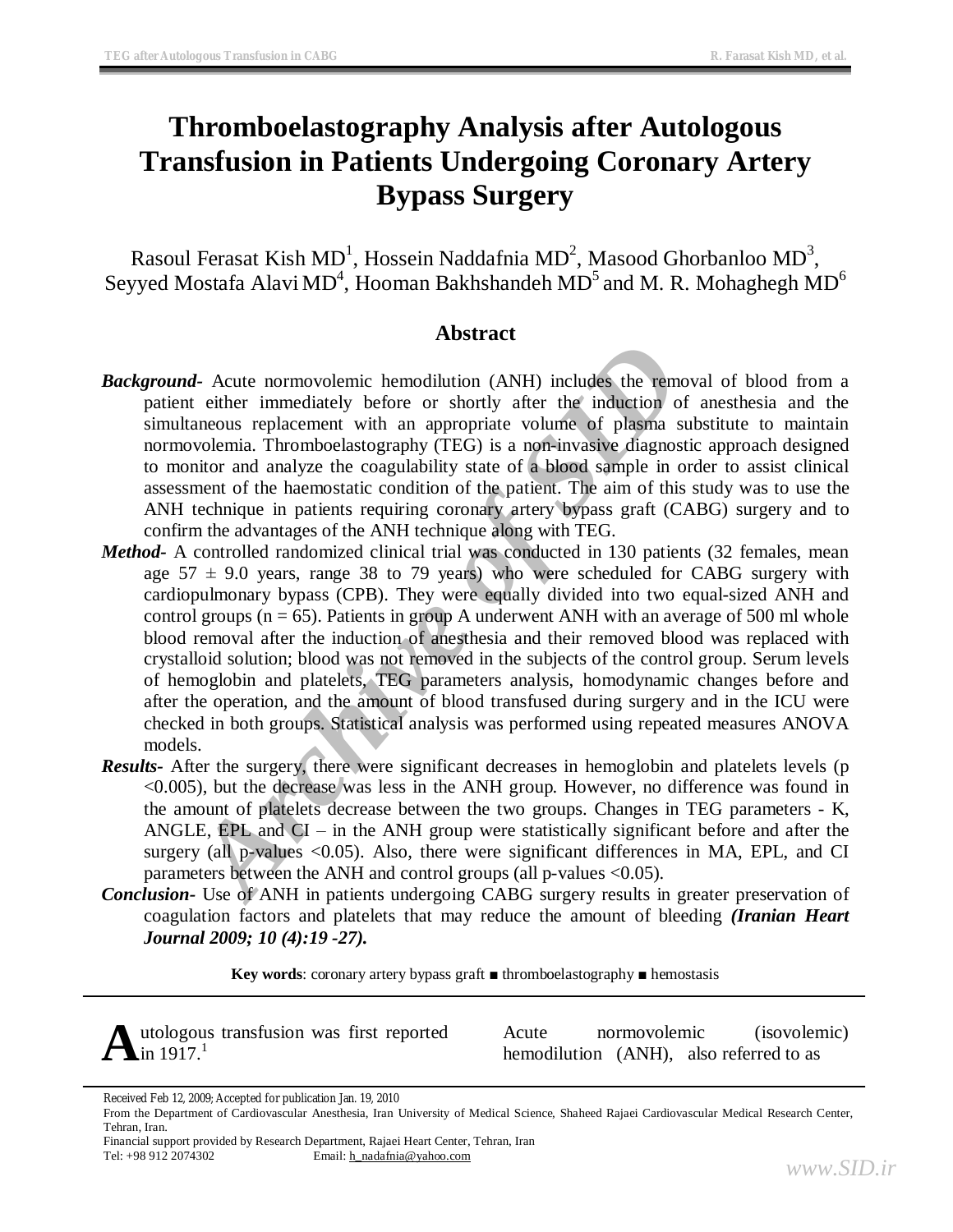# Thromboelastography Analysis after Autologous Transfusion in Patients Undergoing Coronary Artery Bypass Surgery

Rasoul Ferasat Kish MD[1], Hossein Naddafnia MD[2], Masood Ghorbanloo MD[3], Seyyed Mostafa Alavi MD[4], Hooman Bakhshandeh MD[5] and M. R. Mohaghegh MD[6]

## Abstract

***Background-*** Acute normovolemic hemodilution (ANH) includes the removal of blood from a patient either immediately before or shortly after the induction of anesthesia and the simultaneous replacement with an appropriate volume of plasma substitute to maintain normovolemia. Thromboelastography (TEG) is a non-invasive diagnostic approach designed to monitor and analyze the coagulability state of a blood sample in order to assist clinical assessment of the haemostatic condition of the patient. The aim of this study was to use the ANH technique in patients requiring coronary artery bypass graft (CABG) surgery and to confirm the advantages of the ANH technique along with TEG.

***Method-*** A controlled randomized clinical trial was conducted in 130 patients (32 females, mean age 57 ± 9.0 years, range 38 to 79 years) who were scheduled for CABG surgery with cardiopulmonary bypass (CPB). They were equally divided into two equal-sized ANH and control groups (n = 65). Patients in group A underwent ANH with an average of 500 ml whole blood removal after the induction of anesthesia and their removed blood was replaced with crystalloid solution; blood was not removed in the subjects of the control group. Serum levels of hemoglobin and platelets, TEG parameters analysis, homodynamic changes before and after the operation, and the amount of blood transfused during surgery and in the ICU were checked in both groups. Statistical analysis was performed using repeated measures ANOVA models.

***Results-*** After the surgery, there were significant decreases in hemoglobin and platelets levels (p <0.005), but the decrease was less in the ANH group. However, no difference was found in the amount of platelets decrease between the two groups. Changes in TEG parameters - K, ANGLE, EPL and CI – in the ANH group were statistically significant before and after the surgery (all p-values <0.05). Also, there were significant differences in MA, EPL, and CI parameters between the ANH and control groups (all p-values <0.05).

***Conclusion-*** Use of ANH in patients undergoing CABG surgery results in greater preservation of coagulation factors and platelets that may reduce the amount of bleeding ***(Iranian Heart Journal 2009; 10 (4):19 -27).***

**Key words**: coronary artery bypass graft ■ thromboelastography ■ hemostasis

Autologous transfusion was first reported in 1917.[1]

Acute normovolemic (isovolemic) hemodilution (ANH), also referred to as

---

Received Feb 12, 2009; Accepted for publication Jan. 19, 2010

From the Department of Cardiovascular Anesthesia, Iran University of Medical Science, Shaheed Rajaei Cardiovascular Medical Research Center, Tehran, Iran.

Financial support provided by Research Department, Rajaei Heart Center, Tehran, Iran

Tel: +98 912 2074302 Email: h_nadafnia@yahoo.com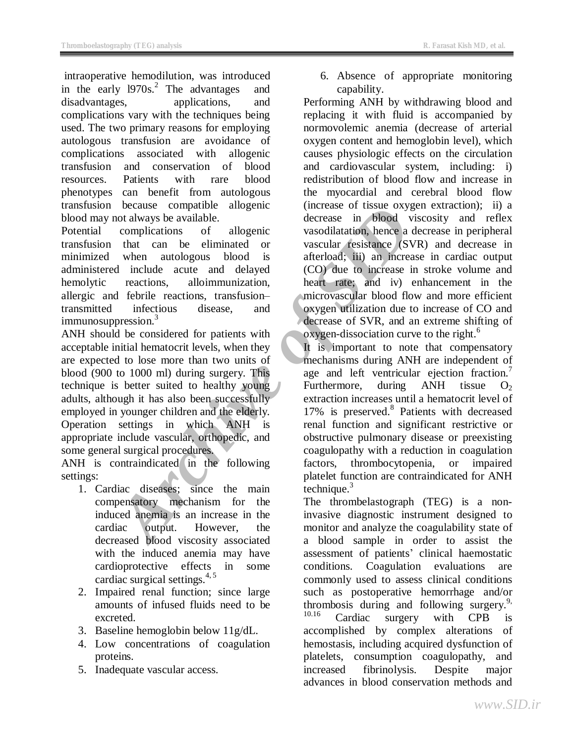intraoperative hemodilution, was introduced in the early l970s.[2] The advantages and disadvantages, applications, and complications vary with the techniques being used. The two primary reasons for employing autologous transfusion are avoidance of complications associated with allogenic transfusion and conservation of blood resources. Patients with rare blood phenotypes can benefit from autologous transfusion because compatible allogenic blood may not always be available.

Potential complications of allogenic transfusion that can be eliminated or minimized when autologous blood is administered include acute and delayed hemolytic reactions, alloimmunization, allergic and febrile reactions, transfusion–transmitted infectious disease, and immunosuppression.[3]

ANH should be considered for patients with acceptable initial hematocrit levels, when they are expected to lose more than two units of blood (900 to 1000 ml) during surgery. This technique is better suited to healthy young adults, although it has also been successfully employed in younger children and the elderly. Operation settings in which ANH is appropriate include vascular, orthopedic, and some general surgical procedures.

ANH is contraindicated in the following settings:

1. Cardiac diseases; since the main compensatory mechanism for the induced anemia is an increase in the cardiac output. However, the decreased blood viscosity associated with the induced anemia may have cardioprotective effects in some cardiac surgical settings.[4, 5]
2. Impaired renal function; since large amounts of infused fluids need to be excreted.
3. Baseline hemoglobin below 11g/dL.
4. Low concentrations of coagulation proteins.
5. Inadequate vascular access.
6. Absence of appropriate monitoring capability.

Performing ANH by withdrawing blood and replacing it with fluid is accompanied by normovolemic anemia (decrease of arterial oxygen content and hemoglobin level), which causes physiologic effects on the circulation and cardiovascular system, including: i) redistribution of blood flow and increase in the myocardial and cerebral blood flow (increase of tissue oxygen extraction); ii) a decrease in blood viscosity and reflex vasodilatation, hence a decrease in peripheral vascular resistance (SVR) and decrease in afterload; iii) an increase in cardiac output (CO) due to increase in stroke volume and heart rate; and iv) enhancement in the microvascular blood flow and more efficient oxygen utilization due to increase of CO and decrease of SVR, and an extreme shifting of oxygen-dissociation curve to the right.[6]

It is important to note that compensatory mechanisms during ANH are independent of age and left ventricular ejection fraction.[7] Furthermore, during ANH tissue $O_2$ extraction increases until a hematocrit level of 17% is preserved.[8] Patients with decreased renal function and significant restrictive or obstructive pulmonary disease or preexisting coagulopathy with a reduction in coagulation factors, thrombocytopenia, or impaired platelet function are contraindicated for ANH technique.[3]

The thrombelastograph (TEG) is a non-invasive diagnostic instrument designed to monitor and analyze the coagulability state of a blood sample in order to assist the assessment of patients' clinical haemostatic conditions. Coagulation evaluations are commonly used to assess clinical conditions such as postoperative hemorrhage and/or thrombosis during and following surgery.[9, 10.16] Cardiac surgery with CPB is accomplished by complex alterations of hemostasis, including acquired dysfunction of platelets, consumption coagulopathy, and increased fibrinolysis. Despite major advances in blood conservation methods and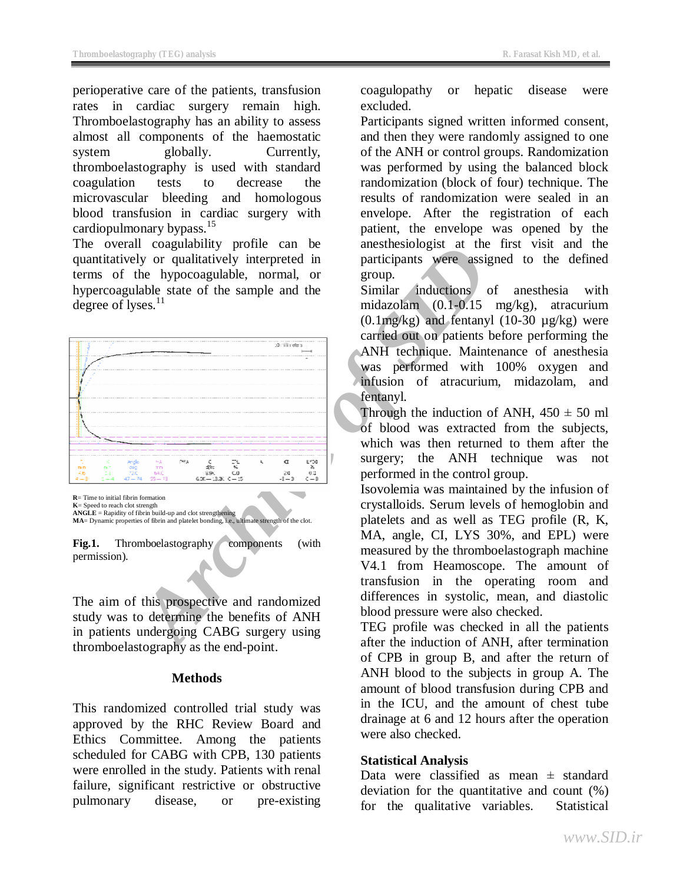perioperative care of the patients, transfusion rates in cardiac surgery remain high. Thromboelastography has an ability to assess almost all components of the haemostatic system globally. Currently, thromboelastography is used with standard coagulation tests to decrease the microvascular bleeding and homologous blood transfusion in cardiac surgery with cardiopulmonary bypass.[15]

The overall coagulability profile can be quantitatively or qualitatively interpreted in terms of the hypocoagulable, normal, or hypercoagulable state of the sample and the degree of lyses.[11]

**R**= Time to initial fibrin formation
**K**= Speed to reach clot strength
**ANGLE** = Rapidity of fibrin build-up and clot strengthening
**MA**= Dynamic properties of fibrin and platelet bonding, i.e., ultimate strength of the clot.

**Fig.1.** Thromboelastography components (with permission).

The aim of this prospective and randomized study was to determine the benefits of ANH in patients undergoing CABG surgery using thromboelastography as the end-point.

## Methods

This randomized controlled trial study was approved by the RHC Review Board and Ethics Committee. Among the patients scheduled for CABG with CPB, 130 patients were enrolled in the study. Patients with renal failure, significant restrictive or obstructive pulmonary disease, or pre-existing coagulopathy or hepatic disease were excluded.

Participants signed written informed consent, and then they were randomly assigned to one of the ANH or control groups. Randomization was performed by using the balanced block randomization (block of four) technique. The results of randomization were sealed in an envelope. After the registration of each patient, the envelope was opened by the anesthesiologist at the first visit and the participants were assigned to the defined group.

Similar inductions of anesthesia with midazolam (0.1-0.15 mg/kg), atracurium (0.1mg/kg) and fentanyl (10-30 µg/kg) were carried out on patients before performing the ANH technique. Maintenance of anesthesia was performed with 100% oxygen and infusion of atracurium, midazolam, and fentanyl.

Through the induction of ANH, 450 ± 50 ml of blood was extracted from the subjects, which was then returned to them after the surgery; the ANH technique was not performed in the control group.

Isovolemia was maintained by the infusion of crystalloids. Serum levels of hemoglobin and platelets and as well as TEG profile (R, K, MA, angle, CI, LYS 30%, and EPL) were measured by the thromboelastograph machine V4.1 from Heamoscope. The amount of transfusion in the operating room and differences in systolic, mean, and diastolic blood pressure were also checked.

TEG profile was checked in all the patients after the induction of ANH, after termination of CPB in group B, and after the return of ANH blood to the subjects in group A. The amount of blood transfusion during CPB and in the ICU, and the amount of chest tube drainage at 6 and 12 hours after the operation were also checked.

### Statistical Analysis

Data were classified as mean ± standard deviation for the quantitative and count (%) for the qualitative variables. Statistical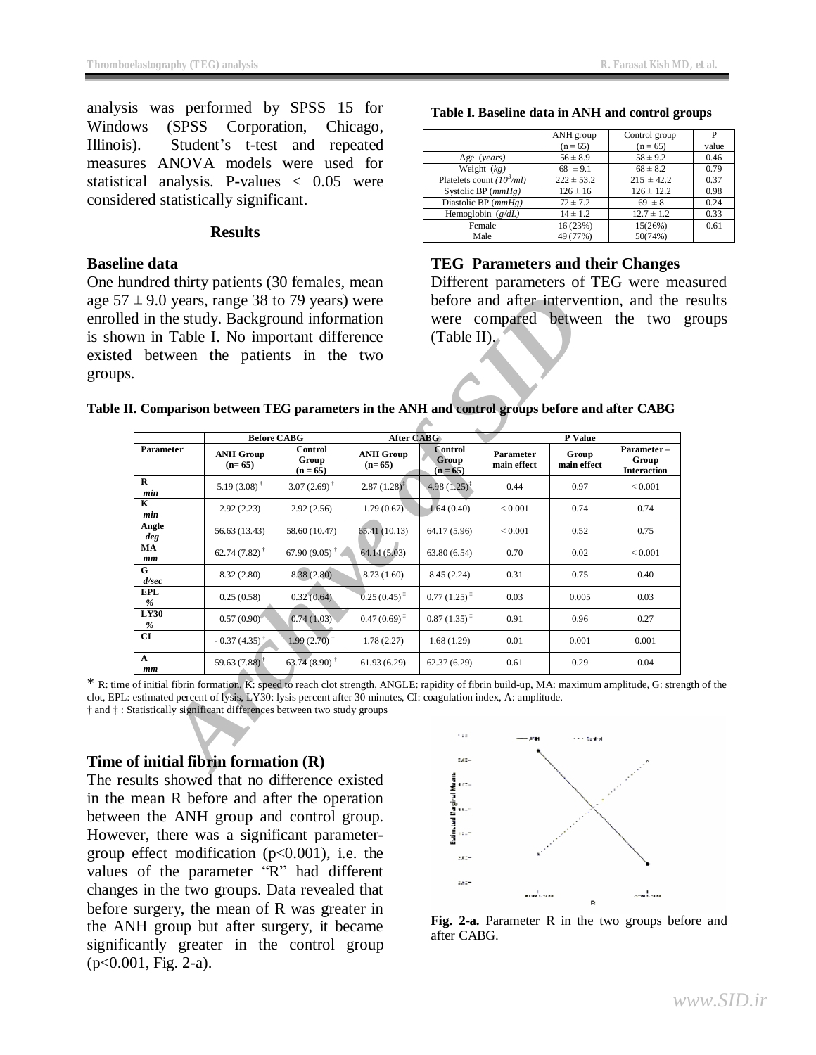analysis was performed by SPSS 15 for Windows (SPSS Corporation, Chicago, Illinois). Student's t-test and repeated measures ANOVA models were used for statistical analysis. P-values < 0.05 were considered statistically significant.

## Results

### Baseline data

One hundred thirty patients (30 females, mean age 57 ± 9.0 years, range 38 to 79 years) were enrolled in the study. Background information is shown in Table I. No important difference existed between the patients in the two groups.

**Table I. Baseline data in ANH and control groups**

| | ANH group (n = 65) | Control group (n = 65) | P value |
|---|---|---|---|
| Age (*years*) | 56 ± 8.9 | 58 ± 9.2 | 0.46 |
| Weight (*kg*) | 68 ± 9.1 | 68 ± 8.2 | 0.79 |
| Platelets count ($10^3$/*ml*) | 222 ± 53.2 | 215 ± 42.2 | 0.37 |
| Systolic BP (*mmHg*) | 126 ± 16 | 126 ± 12.2 | 0.98 |
| Diastolic BP (*mmHg*) | 72 ± 7.2 | 69 ± 8 | 0.24 |
| Hemoglobin (*g/dL*) | 14 ± 1.2 | 12.7 ± 1.2 | 0.33 |
| Female<br>Male | 16 (23%)<br>49 (77%) | 15(26%)<br>50(74%) | 0.61 |

### TEG Parameters and their Changes

Different parameters of TEG were measured before and after intervention, and the results were compared between the two groups (Table II).

**Table II. Comparison between TEG parameters in the ANH and control groups before and after CABG**

| | Before CABG | | After CABG | | P Value | | |
|---|---|---|---|---|---|---|---|
| **Parameter** | **ANH Group (n= 65)** | **Control Group (n = 65)** | **ANH Group (n= 65)** | **Control Group (n = 65)** | **Parameter main effect** | **Group main effect** | **Parameter – Group Interaction** |
| **R** *min* | 5.19 (3.08) † | 3.07 (2.69) † | 2.87 (1.28)‡ | 4.98 (1.25)‡ | 0.44 | 0.97 | < 0.001 |
| **K** *min* | 2.92 (2.23) | 2.92 (2.56) | 1.79 (0.67) | 1.64 (0.40) | < 0.001 | 0.74 | 0.74 |
| **Angle** *deg* | 56.63 (13.43) | 58.60 (10.47) | 65.41 (10.13) | 64.17 (5.96) | < 0.001 | 0.52 | 0.75 |
| **MA** *mm* | 62.74 (7.82) † | 67.90 (9.05) † | 64.14 (5.03) | 63.80 (6.54) | 0.70 | 0.02 | < 0.001 |
| **G** *d/sec* | 8.32 (2.80) | 8.38 (2.80) | 8.73 (1.60) | 8.45 (2.24) | 0.31 | 0.75 | 0.40 |
| **EPL** *%* | 0.25 (0.58) | 0.32 (0.64) | 0.25 (0.45) ‡ | 0.77 (1.25) ‡ | 0.03 | 0.005 | 0.03 |
| **LY30** *%* | 0.57 (0.90) | 0.74 (1.03) | 0.47 (0.69) ‡ | 0.87 (1.35) ‡ | 0.91 | 0.96 | 0.27 |
| **CI** | - 0.37 (4.35) † | 1.99 (2.70) † | 1.78 (2.27) | 1.68 (1.29) | 0.01 | 0.001 | 0.001 |
| **A** *mm* | 59.63 (7.88) † | 63.74 (8.90) † | 61.93 (6.29) | 62.37 (6.29) | 0.61 | 0.29 | 0.04 |

* R: time of initial fibrin formation, K: speed to reach clot strength, ANGLE: rapidity of fibrin build-up, MA: maximum amplitude, G: strength of the clot, EPL: estimated percent of lysis, LY30: lysis percent after 30 minutes, CI: coagulation index, A: amplitude.
† and ‡ : Statistically significant differences between two study groups

### Time of initial fibrin formation (R)

The results showed that no difference existed in the mean R before and after the operation between the ANH group and control group. However, there was a significant parameter-group effect modification ($p<0.001$), i.e. the values of the parameter "R" had different changes in the two groups. Data revealed that before surgery, the mean of R was greater in the ANH group but after surgery, it became significantly greater in the control group ($p<0.001$, Fig. 2-a).

**Fig. 2-a.** Parameter R in the two groups before and after CABG.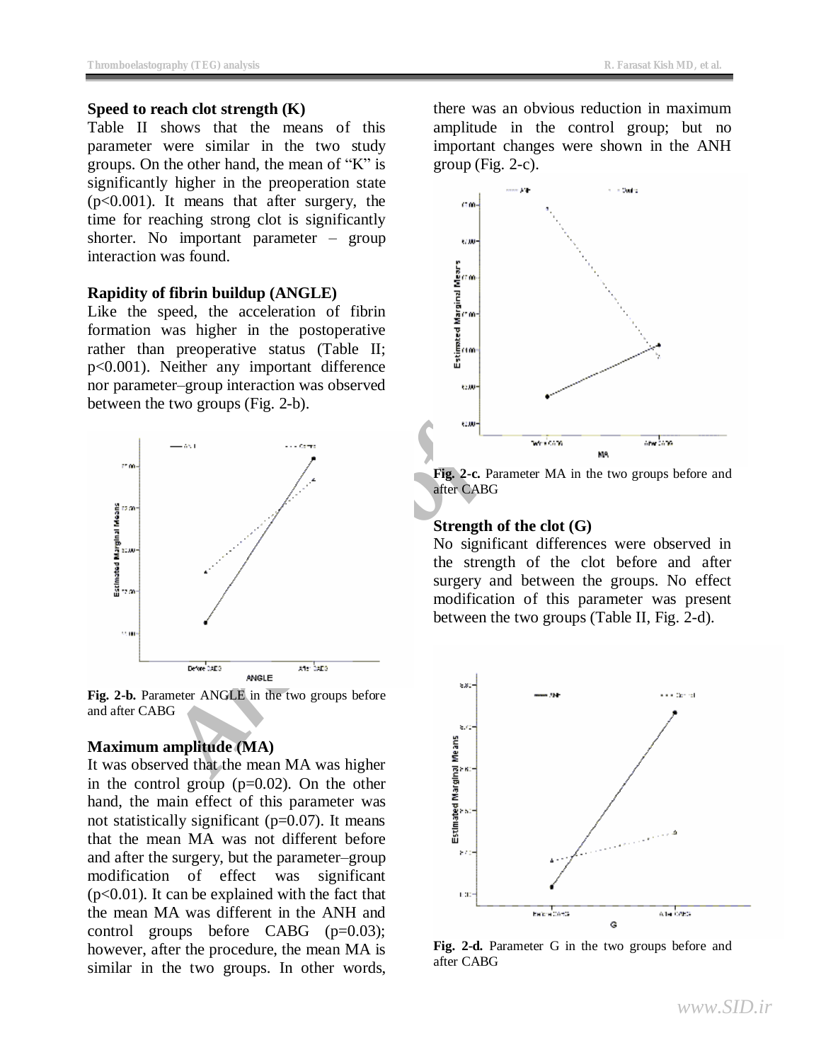### Speed to reach clot strength (K)

Table II shows that the means of this parameter were similar in the two study groups. On the other hand, the mean of "K" is significantly higher in the preoperation state ($p<0.001$). It means that after surgery, the time for reaching strong clot is significantly shorter. No important parameter – group interaction was found.

### Rapidity of fibrin buildup (ANGLE)

Like the speed, the acceleration of fibrin formation was higher in the postoperative rather than preoperative status (Table II; $p<0.001$). Neither any important difference nor parameter–group interaction was observed between the two groups (Fig. 2-b).

**Fig. 2-b.** Parameter ANGLE in the two groups before and after CABG

### Maximum amplitude (MA)

It was observed that the mean MA was higher in the control group ($p=0.02$). On the other hand, the main effect of this parameter was not statistically significant ($p=0.07$). It means that the mean MA was not different before and after the surgery, but the parameter–group modification of effect was significant ($p<0.01$). It can be explained with the fact that the mean MA was different in the ANH and control groups before CABG ($p=0.03$); however, after the procedure, the mean MA is similar in the two groups. In other words, there was an obvious reduction in maximum amplitude in the control group; but no important changes were shown in the ANH group (Fig. 2-c).

**Fig. 2-c.** Parameter MA in the two groups before and after CABG

### Strength of the clot (G)

No significant differences were observed in the strength of the clot before and after surgery and between the groups. No effect modification of this parameter was present between the two groups (Table II, Fig. 2-d).

**Fig. 2-d.** Parameter G in the two groups before and after CABG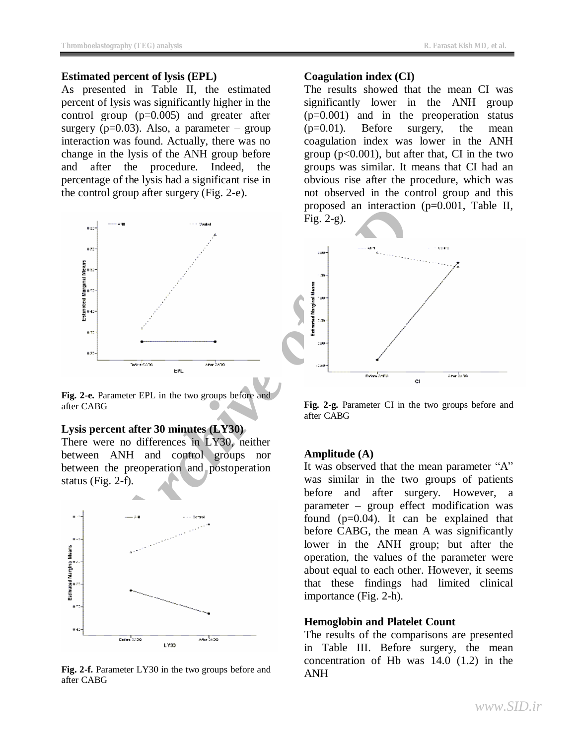### Estimated percent of lysis (EPL)

As presented in Table II, the estimated percent of lysis was significantly higher in the control group (p=0.005) and greater after surgery (p=0.03). Also, a parameter – group interaction was found. Actually, there was no change in the lysis of the ANH group before and after the procedure. Indeed, the percentage of the lysis had a significant rise in the control group after surgery (Fig. 2-e).

**Fig. 2-e.** Parameter EPL in the two groups before and after CABG

### Lysis percent after 30 minutes (LY30)

There were no differences in LY30, neither between ANH and control groups nor between the preoperation and postoperation status (Fig. 2-f).

**Fig. 2-f.** Parameter LY30 in the two groups before and after CABG

### Coagulation index (CI)

The results showed that the mean CI was significantly lower in the ANH group (p=0.001) and in the preoperation status (p=0.01). Before surgery, the mean coagulation index was lower in the ANH group (p<0.001), but after that, CI in the two groups was similar. It means that CI had an obvious rise after the procedure, which was not observed in the control group and this proposed an interaction (p=0.001, Table II, Fig. 2-g).

**Fig. 2-g.** Parameter CI in the two groups before and after CABG

### Amplitude (A)

It was observed that the mean parameter "A" was similar in the two groups of patients before and after surgery. However, a parameter – group effect modification was found (p=0.04). It can be explained that before CABG, the mean A was significantly lower in the ANH group; but after the operation, the values of the parameter were about equal to each other. However, it seems that these findings had limited clinical importance (Fig. 2-h).

### Hemoglobin and Platelet Count

The results of the comparisons are presented in Table III. Before surgery, the mean concentration of Hb was 14.0 (1.2) in the ANH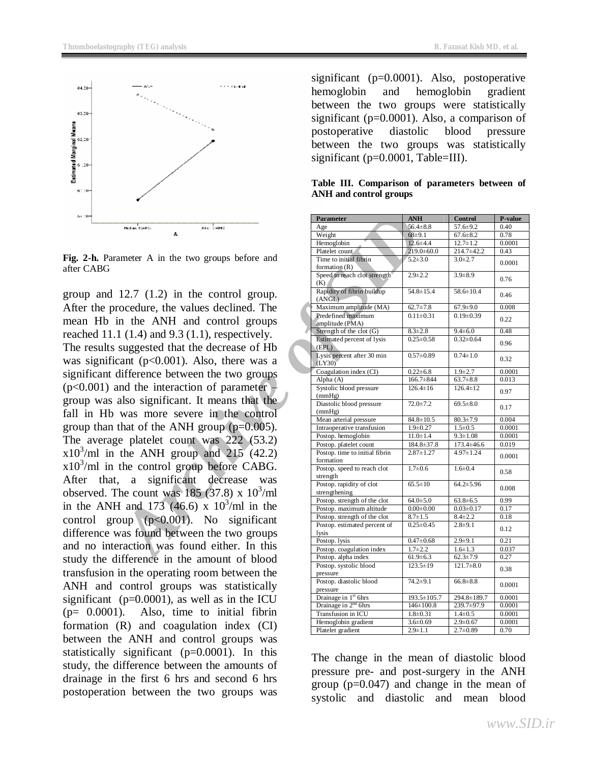Fig. 2-h. Parameter A in the two groups before and after CABG

group and 12.7 (1.2) in the control group. After the procedure, the values declined. The mean Hb in the ANH and control groups reached 11.1 (1.4) and 9.3 (1.1), respectively.

The results suggested that the decrease of Hb was significant ($p<0.001$). Also, there was a significant difference between the two groups ($p<0.001$) and the interaction of parameter – group was also significant. It means that the fall in Hb was more severe in the control group than that of the ANH group ($p=0.005$). The average platelet count was 222 (53.2) $x10^3$/ml in the ANH group and 215 (42.2) $x10^3$/ml in the control group before CABG. After that, a significant decrease was observed. The count was 185 (37.8) x $10^3$/ml in the ANH and 173 (46.6) x $10^3$/ml in the control group ($p<0.001$). No significant difference was found between the two groups and no interaction was found either. In this study the difference in the amount of blood transfusion in the operating room between the ANH and control groups was statistically significant ($p=0.0001$), as well as in the ICU ($p= 0.0001$). Also, time to initial fibrin formation (R) and coagulation index (CI) between the ANH and control groups was statistically significant ($p=0.0001$). In this study, the difference between the amounts of drainage in the first 6 hrs and second 6 hrs postoperation between the two groups was significant ($p=0.0001$). Also, postoperative hemoglobin and hemoglobin gradient between the two groups were statistically significant ($p=0.0001$). Also, a comparison of postoperative diastolic blood pressure between the two groups was statistically significant ($p=0.0001$, Table=III).

**Table III. Comparison of parameters between of ANH and control groups**

| Parameter | ANH | Control | P-value |
|---|---|---|---|
| Age | 56.4±8.8 | 57.6±9.2 | 0.40 |
| Weight | 68±9.1 | 67.6±8.2 | 0.78 |
| Hemoglobin | 12.6±4.4 | 12.7±1.2 | 0.0001 |
| Platelet count | 219.0±60.0 | 214.7±42.2 | 0.43 |
| Time to initial fibrin formation (R) | 5.2±3.0 | 3.0±2.7 | 0.0001 |
| Speed to reach clot strength (K) | 2.9±2.2 | 3.9±8.9 | 0.76 |
| Rapidity of fibrin buildup (ANGL) | 54.8±15.4 | 58.6±10.4 | 0.46 |
| Maximum amplitude (MA) | 62.7±7.8 | 67.9±9.0 | 0.008 |
| Predefined maximum amplitude (PMA) | 0.11±0.31 | 0.19±0.39 | 0.22 |
| Strength of the clot (G) | 8.3±2.8 | 9.4±6.0 | 0.48 |
| Estimated percent of lysis (EPL) | 0.25±0.58 | 0.32±0.64 | 0.96 |
| Lysis percent after 30 min (LY30) | 0.57±0.89 | 0.74±1.0 | 0.32 |
| Coagulation index (CI) | 0.22±6.8 | 1.9±2.7 | 0.0001 |
| Alpha (A) | 166.7±844 | 63.7±8.8 | 0.013 |
| Systolic blood pressure (mmHg) | 126.4±16 | 126.4±12 | 0.97 |
| Diastolic blood pressure (mmHg) | 72.0±7.2 | 69.5±8.0 | 0.17 |
| Mean arterial pressure | 84.8±10.5 | 80.3±7.9 | 0.004 |
| Intraoperative transfusion | 1.9±0.27 | 1.5±0.5 | 0.0001 |
| Postop. hemoglobin | 11.0±1.4 | 9.3±1.08 | 0.0001 |
| Postop. platelet count | 184.8±37.8 | 173.4±46.6 | 0.019 |
| Postop. time to initial fibrin formation | 2.87±1.27 | 4.97±1.24 | 0.0001 |
| Postop. speed to reach clot strength | 1.7±0.6 | 1.6±0.4 | 0.58 |
| Postop. rapidity of clot strengthening | 65.5±10 | 64.2±5.96 | 0.008 |
| Postop. strength of the clot | 64.0±5.0 | 63.8±6.5 | 0.99 |
| Postop. maximum altitude | 0.00±0.00 | 0.03±0.17 | 0.17 |
| Postop. strength of the clot | 8.7±1.5 | 8.4±2.2 | 0.18 |
| Postop. estimated percent of lysis | 0.25±0.45 | 2.8±9.1 | 0.12 |
| Postop. lysis | 0.47±0.68 | 2.9±9.1 | 0.21 |
| Postop. coagulation index | 1.7±2.2 | 1.6±1.3 | 0.037 |
| Postop. alpha index | 61.9±6.3 | 62.3±7.9 | 0.27 |
| Postop. systolic blood pressure | 123.5±19 | 121.7±8.0 | 0.38 |
| Postop. diastolic blood pressure | 74.2±9.1 | 66.8±8.8 | 0.0001 |
| Drainage in 1st 6hrs | 193.5±105.7 | 294.8±189.7 | 0.0001 |
| Drainage in 2nd 6hrs | 146±100.8 | 239.7±97.9 | 0.0001 |
| Transfusion in ICU | 1.8±0.31 | 1.4±0.5 | 0.0001 |
| Hemoglobin gradient | 3.6±0.69 | 2.9±0.67 | 0.0001 |
| Platelet gradient | 2.9±1.1 | 2.7±0.89 | 0.70 |

The change in the mean of diastolic blood pressure pre- and post-surgery in the ANH group ($p=0.047$) and change in the mean of systolic and diastolic and mean blood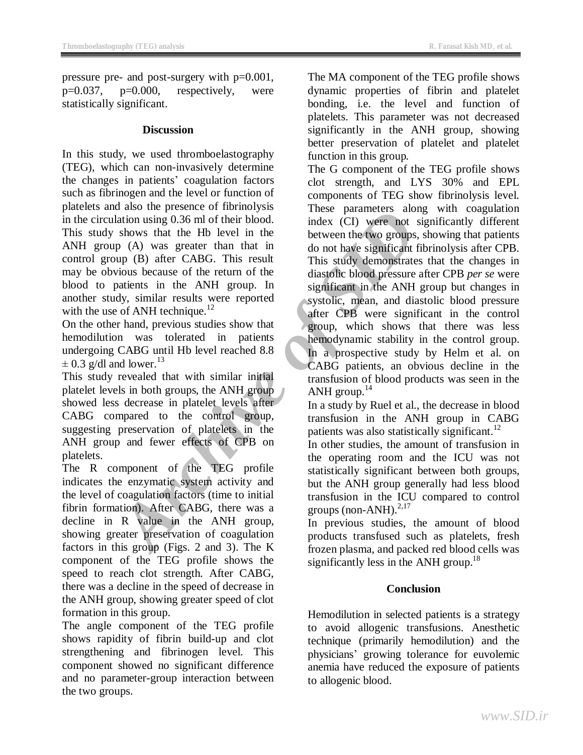pressure pre- and post-surgery with p=0.001, p=0.037, p=0.000, respectively, were statistically significant.

## Discussion

In this study, we used thromboelastography (TEG), which can non-invasively determine the changes in patients' coagulation factors such as fibrinogen and the level or function of platelets and also the presence of fibrinolysis in the circulation using 0.36 ml of their blood. This study shows that the Hb level in the ANH group (A) was greater than that in control group (B) after CABG. This result may be obvious because of the return of the blood to patients in the ANH group. In another study, similar results were reported with the use of ANH technique.[12]

On the other hand, previous studies show that hemodilution was tolerated in patients undergoing CABG until Hb level reached 8.8 ± 0.3 g/dl and lower.[13]

This study revealed that with similar initial platelet levels in both groups, the ANH group showed less decrease in platelet levels after CABG compared to the control group, suggesting preservation of platelets in the ANH group and fewer effects of CPB on platelets.

The R component of the TEG profile indicates the enzymatic system activity and the level of coagulation factors (time to initial fibrin formation). After CABG, there was a decline in R value in the ANH group, showing greater preservation of coagulation factors in this group (Figs. 2 and 3). The K component of the TEG profile shows the speed to reach clot strength. After CABG, there was a decline in the speed of decrease in the ANH group, showing greater speed of clot formation in this group.

The angle component of the TEG profile shows rapidity of fibrin build-up and clot strengthening and fibrinogen level. This component showed no significant difference and no parameter-group interaction between the two groups.

The MA component of the TEG profile shows dynamic properties of fibrin and platelet bonding, i.e. the level and function of platelets. This parameter was not decreased significantly in the ANH group, showing better preservation of platelet and platelet function in this group.

The G component of the TEG profile shows clot strength, and LYS 30% and EPL components of TEG show fibrinolysis level. These parameters along with coagulation index (CI) were not significantly different between the two groups, showing that patients do not have significant fibrinolysis after CPB.

This study demonstrates that the changes in diastolic blood pressure after CPB *per se* were significant in the ANH group but changes in systolic, mean, and diastolic blood pressure after CPB were significant in the control group, which shows that there was less hemodynamic stability in the control group.

In a prospective study by Helm et al. on CABG patients, an obvious decline in the transfusion of blood products was seen in the ANH group.[14]

In a study by Ruel et al., the decrease in blood transfusion in the ANH group in CABG patients was also statistically significant.[12]

In other studies, the amount of transfusion in the operating room and the ICU was not statistically significant between both groups, but the ANH group generally had less blood transfusion in the ICU compared to control groups (non-ANH).[2,17]

In previous studies, the amount of blood products transfused such as platelets, fresh frozen plasma, and packed red blood cells was significantly less in the ANH group.[18]

## Conclusion

Hemodilution in selected patients is a strategy to avoid allogenic transfusions. Anesthetic technique (primarily hemodilution) and the physicians' growing tolerance for euvolemic anemia have reduced the exposure of patients to allogenic blood.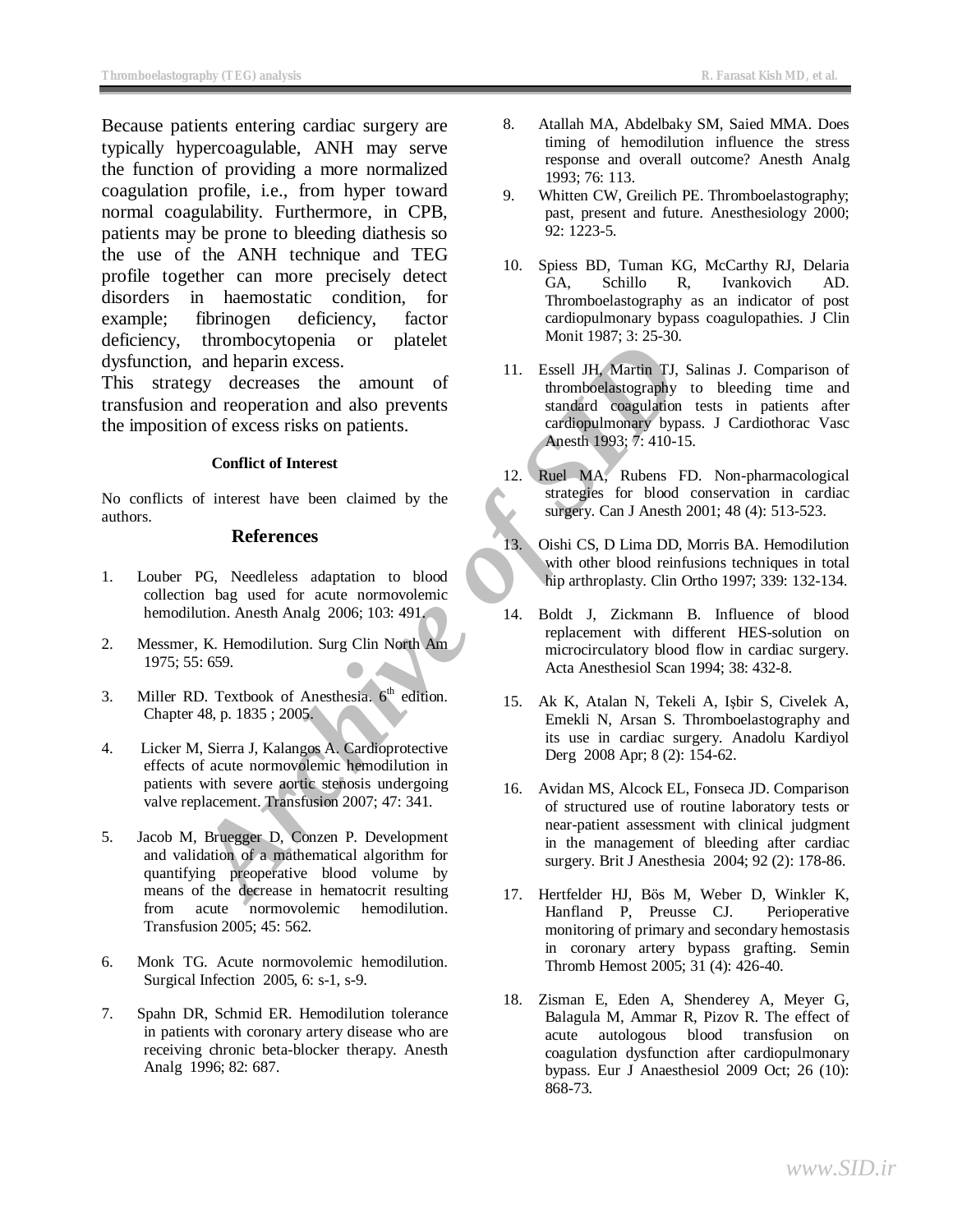Because patients entering cardiac surgery are typically hypercoagulable, ANH may serve the function of providing a more normalized coagulation profile, i.e., from hyper toward normal coagulability. Furthermore, in CPB, patients may be prone to bleeding diathesis so the use of the ANH technique and TEG profile together can more precisely detect disorders in haemostatic condition, for example; fibrinogen deficiency, factor deficiency, thrombocytopenia or platelet dysfunction, and heparin excess.

This strategy decreases the amount of transfusion and reoperation and also prevents the imposition of excess risks on patients.

#### Conflict of Interest

No conflicts of interest have been claimed by the authors.

## References

1. Louber PG, Needleless adaptation to blood collection bag used for acute normovolemic hemodilution. Anesth Analg 2006; 103: 491.
2. Messmer, K. Hemodilution. Surg Clin North Am 1975; 55: 659.
3. Miller RD. Textbook of Anesthesia. 6th edition. Chapter 48, p. 1835 ; 2005.
4. Licker M, Sierra J, Kalangos A. Cardioprotective effects of acute normovolemic hemodilution in patients with severe aortic stenosis undergoing valve replacement. Transfusion 2007; 47: 341.
5. Jacob M, Bruegger D, Conzen P. Development and validation of a mathematical algorithm for quantifying preoperative blood volume by means of the decrease in hematocrit resulting from acute normovolemic hemodilution. Transfusion 2005; 45: 562.
6. Monk TG. Acute normovolemic hemodilution. Surgical Infection 2005, 6: s-1, s-9.
7. Spahn DR, Schmid ER. Hemodilution tolerance in patients with coronary artery disease who are receiving chronic beta-blocker therapy. Anesth Analg 1996; 82: 687.
8. Atallah MA, Abdelbaky SM, Saied MMA. Does timing of hemodilution influence the stress response and overall outcome? Anesth Analg 1993; 76: 113.
9. Whitten CW, Greilich PE. Thromboelastography; past, present and future. Anesthesiology 2000; 92: 1223-5.
10. Spiess BD, Tuman KG, McCarthy RJ, Delaria GA, Schillo R, Ivankovich AD. Thromboelastography as an indicator of post cardiopulmonary bypass coagulopathies. J Clin Monit 1987; 3: 25-30.
11. Essell JH, Martin TJ, Salinas J. Comparison of thromboelastography to bleeding time and standard coagulation tests in patients after cardiopulmonary bypass. J Cardiothorac Vasc Anesth 1993; 7: 410-15.
12. Ruel MA, Rubens FD. Non-pharmacological strategies for blood conservation in cardiac surgery. Can J Anesth 2001; 48 (4): 513-523.
13. Oishi CS, D Lima DD, Morris BA. Hemodilution with other blood reinfusions techniques in total hip arthroplasty. Clin Ortho 1997; 339: 132-134.
14. Boldt J, Zickmann B. Influence of blood replacement with different HES-solution on microcirculatory blood flow in cardiac surgery. Acta Anesthesiol Scan 1994; 38: 432-8.
15. Ak K, Atalan N, Tekeli A, Işbir S, Civelek A, Emekli N, Arsan S. Thromboelastography and its use in cardiac surgery. Anadolu Kardiyol Derg 2008 Apr; 8 (2): 154-62.
16. Avidan MS, Alcock EL, Fonseca JD. Comparison of structured use of routine laboratory tests or near-patient assessment with clinical judgment in the management of bleeding after cardiac surgery. Brit J Anesthesia 2004; 92 (2): 178-86.
17. Hertfelder HJ, Bös M, Weber D, Winkler K, Hanfland P, Preusse CJ. Perioperative monitoring of primary and secondary hemostasis in coronary artery bypass grafting. Semin Thromb Hemost 2005; 31 (4): 426-40.
18. Zisman E, Eden A, Shenderey A, Meyer G, Balagula M, Ammar R, Pizov R. The effect of acute autologous blood transfusion on coagulation dysfunction after cardiopulmonary bypass. Eur J Anaesthesiol 2009 Oct; 26 (10): 868-73.